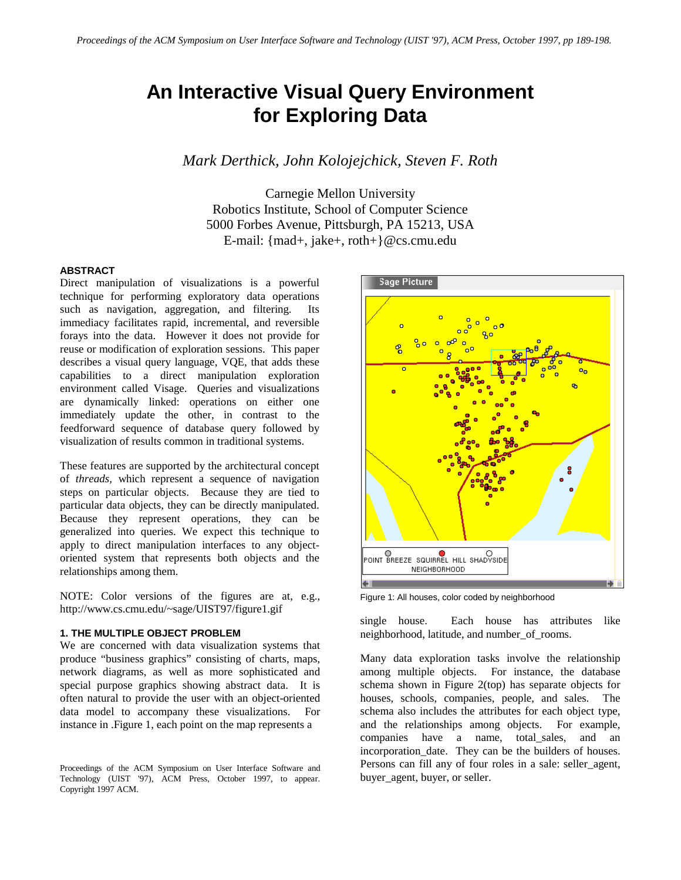# An Interactive Visual Query Environment for Exploring Data

*Mark Derthick, John Kolojejchick, Steven F. Roth*

Carnegie Mellon University
Robotics Institute, School of Computer Science
5000 Forbes Avenue, Pittsburgh, PA 15213, USA
E-mail: {mad+, jake+, roth+}@cs.cmu.edu

### ABSTRACT

Direct manipulation of visualizations is a powerful technique for performing exploratory data operations such as navigation, aggregation, and filtering. Its immediacy facilitates rapid, incremental, and reversible forays into the data. However it does not provide for reuse or modification of exploration sessions. This paper describes a visual query language, VQE, that adds these capabilities to a direct manipulation exploration environment called Visage. Queries and visualizations are dynamically linked: operations on either one immediately update the other, in contrast to the feedforward sequence of database query followed by visualization of results common in traditional systems.

These features are supported by the architectural concept of *threads*, which represent a sequence of navigation steps on particular objects. Because they are tied to particular data objects, they can be directly manipulated. Because they represent operations, they can be generalized into queries. We expect this technique to apply to direct manipulation interfaces to any object-oriented system that represents both objects and the relationships among them.

NOTE: Color versions of the figures are at, e.g., http://www.cs.cmu.edu/~sage/UIST97/figure1.gif

### 1. THE MULTIPLE OBJECT PROBLEM

We are concerned with data visualization systems that produce "business graphics" consisting of charts, maps, network diagrams, as well as more sophisticated and special purpose graphics showing abstract data. It is often natural to provide the user with an object-oriented data model to accompany these visualizations. For instance in .Figure 1, each point on the map represents a single house. Each house has attributes like neighborhood, latitude, and number_of_rooms.

Figure 1: All houses, color coded by neighborhood

Many data exploration tasks involve the relationship among multiple objects. For instance, the database schema shown in Figure 2(top) has separate objects for houses, schools, companies, people, and sales. The schema also includes the attributes for each object type, and the relationships among objects. For example, companies have a name, total_sales, and an incorporation_date. They can be the builders of houses. Persons can fill any of four roles in a sale: seller_agent, buyer_agent, buyer, or seller.

Proceedings of the ACM Symposium on User Interface Software and Technology (UIST '97), ACM Press, October 1997, to appear. Copyright 1997 ACM.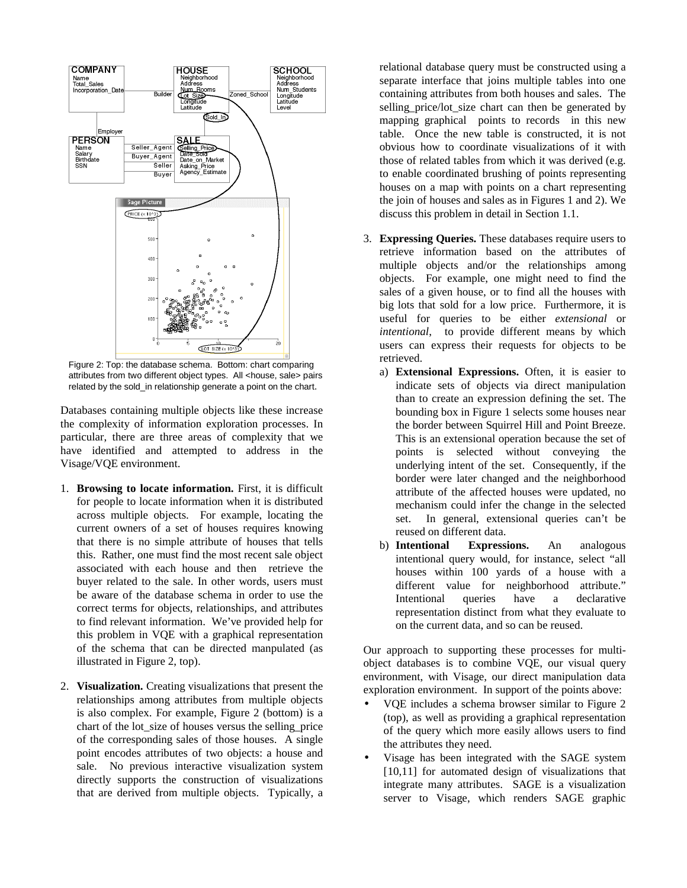Figure 2: Top: the database schema. Bottom: chart comparing attributes from two different object types. All <house, sale> pairs related by the sold_in relationship generate a point on the chart.

Databases containing multiple objects like these increase the complexity of information exploration processes. In particular, there are three areas of complexity that we have identified and attempted to address in the Visage/VQE environment.

1. **Browsing to locate information.** First, it is difficult for people to locate information when it is distributed across multiple objects. For example, locating the current owners of a set of houses requires knowing that there is no simple attribute of houses that tells this. Rather, one must find the most recent sale object associated with each house and then retrieve the buyer related to the sale. In other words, users must be aware of the database schema in order to use the correct terms for objects, relationships, and attributes to find relevant information. We've provided help for this problem in VQE with a graphical representation of the schema that can be directed manpulated (as illustrated in Figure 2, top).

2. **Visualization.** Creating visualizations that present the relationships among attributes from multiple objects is also complex. For example, Figure 2 (bottom) is a chart of the lot_size of houses versus the selling_price of the corresponding sales of those houses. A single point encodes attributes of two objects: a house and sale. No previous interactive visualization system directly supports the construction of visualizations that are derived from multiple objects. Typically, a relational database query must be constructed using a separate interface that joins multiple tables into one containing attributes from both houses and sales. The selling_price/lot_size chart can then be generated by mapping graphical points to records in this new table. Once the new table is constructed, it is not obvious how to coordinate visualizations of it with those of related tables from which it was derived (e.g. to enable coordinated brushing of points representing houses on a map with points on a chart representing the join of houses and sales as in Figures 1 and 2). We discuss this problem in detail in Section 1.1.

3. **Expressing Queries.** These databases require users to retrieve information based on the attributes of multiple objects and/or the relationships among objects. For example, one might need to find the sales of a given house, or to find all the houses with big lots that sold for a low price. Furthermore, it is useful for queries to be either *extensional* or *intentional*, to provide different means by which users can express their requests for objects to be retrieved.
   a) **Extensional Expressions.** Often, it is easier to indicate sets of objects via direct manipulation than to create an expression defining the set. The bounding box in Figure 1 selects some houses near the border between Squirrel Hill and Point Breeze. This is an extensional operation because the set of points is selected without conveying the underlying intent of the set. Consequently, if the border were later changed and the neighborhood attribute of the affected houses were updated, no mechanism could infer the change in the selected set. In general, extensional queries can't be reused on different data.
   b) **Intentional Expressions.** An analogous intentional query would, for instance, select "all houses within 100 yards of a house with a different value for neighborhood attribute." Intentional queries have a declarative representation distinct from what they evaluate to on the current data, and so can be reused.

Our approach to supporting these processes for multi-object databases is to combine VQE, our visual query environment, with Visage, our direct manipulation data exploration environment. In support of the points above:

- VQE includes a schema browser similar to Figure 2 (top), as well as providing a graphical representation of the query which more easily allows users to find the attributes they need.
- Visage has been integrated with the SAGE system [10,11] for automated design of visualizations that integrate many attributes. SAGE is a visualization server to Visage, which renders SAGE graphic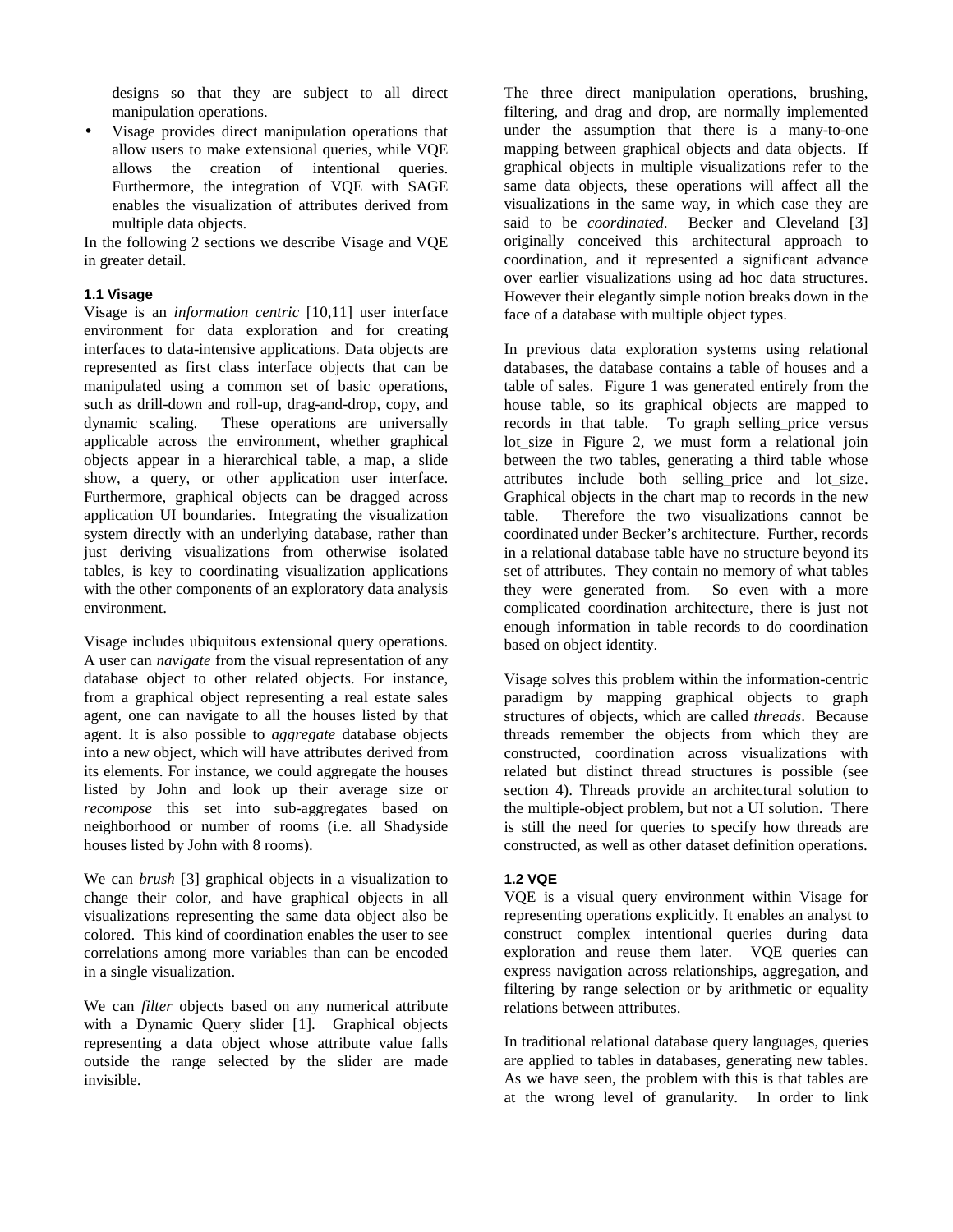designs so that they are subject to all direct manipulation operations.

- Visage provides direct manipulation operations that allow users to make extensional queries, while VQE allows the creation of intentional queries. Furthermore, the integration of VQE with SAGE enables the visualization of attributes derived from multiple data objects.

In the following 2 sections we describe Visage and VQE in greater detail.

### 1.1 Visage

Visage is an *information centric* [10,11] user interface environment for data exploration and for creating interfaces to data-intensive applications. Data objects are represented as first class interface objects that can be manipulated using a common set of basic operations, such as drill-down and roll-up, drag-and-drop, copy, and dynamic scaling. These operations are universally applicable across the environment, whether graphical objects appear in a hierarchical table, a map, a slide show, a query, or other application user interface. Furthermore, graphical objects can be dragged across application UI boundaries. Integrating the visualization system directly with an underlying database, rather than just deriving visualizations from otherwise isolated tables, is key to coordinating visualization applications with the other components of an exploratory data analysis environment.

Visage includes ubiquitous extensional query operations. A user can *navigate* from the visual representation of any database object to other related objects. For instance, from a graphical object representing a real estate sales agent, one can navigate to all the houses listed by that agent. It is also possible to *aggregate* database objects into a new object, which will have attributes derived from its elements. For instance, we could aggregate the houses listed by John and look up their average size or *recompose* this set into sub-aggregates based on neighborhood or number of rooms (i.e. all Shadyside houses listed by John with 8 rooms).

We can *brush* [3] graphical objects in a visualization to change their color, and have graphical objects in all visualizations representing the same data object also be colored. This kind of coordination enables the user to see correlations among more variables than can be encoded in a single visualization.

We can *filter* objects based on any numerical attribute with a Dynamic Query slider [1]. Graphical objects representing a data object whose attribute value falls outside the range selected by the slider are made invisible.

The three direct manipulation operations, brushing, filtering, and drag and drop, are normally implemented under the assumption that there is a many-to-one mapping between graphical objects and data objects. If graphical objects in multiple visualizations refer to the same data objects, these operations will affect all the visualizations in the same way, in which case they are said to be *coordinated*. Becker and Cleveland [3] originally conceived this architectural approach to coordination, and it represented a significant advance over earlier visualizations using ad hoc data structures. However their elegantly simple notion breaks down in the face of a database with multiple object types.

In previous data exploration systems using relational databases, the database contains a table of houses and a table of sales. Figure 1 was generated entirely from the house table, so its graphical objects are mapped to records in that table. To graph selling_price versus lot_size in Figure 2, we must form a relational join between the two tables, generating a third table whose attributes include both selling_price and lot_size. Graphical objects in the chart map to records in the new table. Therefore the two visualizations cannot be coordinated under Becker's architecture. Further, records in a relational database table have no structure beyond its set of attributes. They contain no memory of what tables they were generated from. So even with a more complicated coordination architecture, there is just not enough information in table records to do coordination based on object identity.

Visage solves this problem within the information-centric paradigm by mapping graphical objects to graph structures of objects, which are called *threads*. Because threads remember the objects from which they are constructed, coordination across visualizations with related but distinct thread structures is possible (see section 4). Threads provide an architectural solution to the multiple-object problem, but not a UI solution. There is still the need for queries to specify how threads are constructed, as well as other dataset definition operations.

### 1.2 VQE

VQE is a visual query environment within Visage for representing operations explicitly. It enables an analyst to construct complex intentional queries during data exploration and reuse them later. VQE queries can express navigation across relationships, aggregation, and filtering by range selection or by arithmetic or equality relations between attributes.

In traditional relational database query languages, queries are applied to tables in databases, generating new tables. As we have seen, the problem with this is that tables are at the wrong level of granularity. In order to link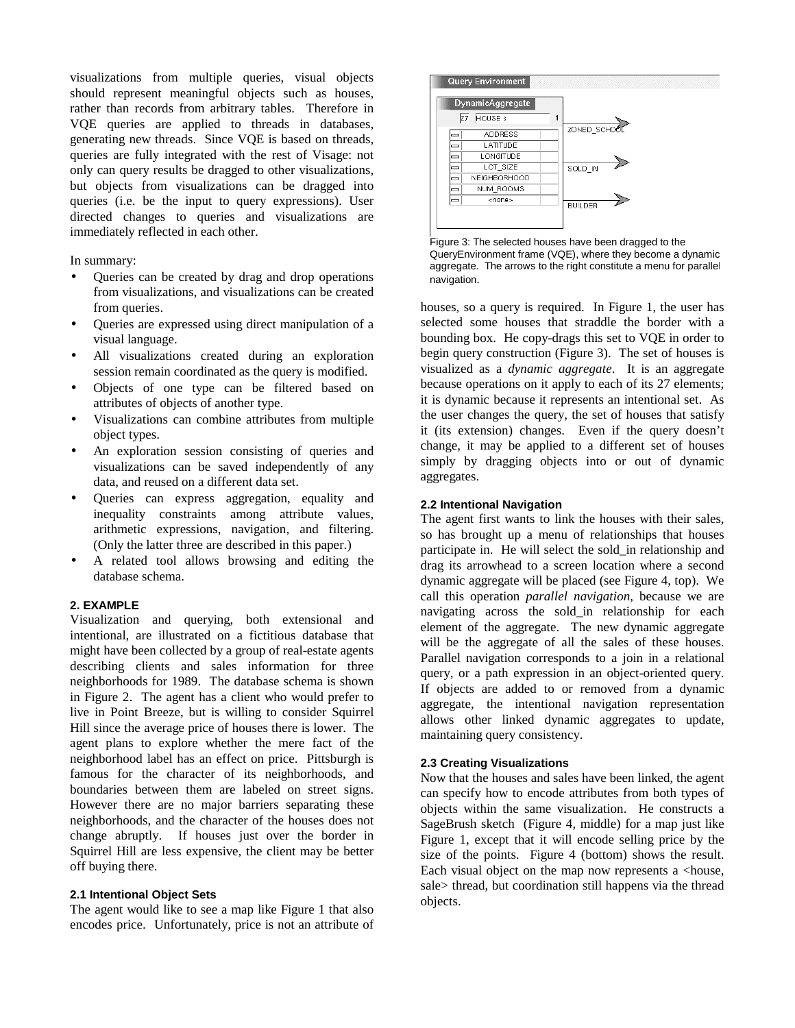visualizations from multiple queries, visual objects should represent meaningful objects such as houses, rather than records from arbitrary tables. Therefore in VQE queries are applied to threads in databases, generating new threads. Since VQE is based on threads, queries are fully integrated with the rest of Visage: not only can query results be dragged to other visualizations, but objects from visualizations can be dragged into queries (i.e. be the input to query expressions). User directed changes to queries and visualizations are immediately reflected in each other.

In summary:

- Queries can be created by drag and drop operations from visualizations, and visualizations can be created from queries.
- Queries are expressed using direct manipulation of a visual language.
- All visualizations created during an exploration session remain coordinated as the query is modified.
- Objects of one type can be filtered based on attributes of objects of another type.
- Visualizations can combine attributes from multiple object types.
- An exploration session consisting of queries and visualizations can be saved independently of any data, and reused on a different data set.
- Queries can express aggregation, equality and inequality constraints among attribute values, arithmetic expressions, navigation, and filtering. (Only the latter three are described in this paper.)
- A related tool allows browsing and editing the database schema.

## 2. EXAMPLE

Visualization and querying, both extensional and intentional, are illustrated on a fictitious database that might have been collected by a group of real-estate agents describing clients and sales information for three neighborhoods for 1989. The database schema is shown in Figure 2. The agent has a client who would prefer to live in Point Breeze, but is willing to consider Squirrel Hill since the average price of houses there is lower. The agent plans to explore whether the mere fact of the neighborhood label has an effect on price. Pittsburgh is famous for the character of its neighborhoods, and boundaries between them are labeled on street signs. However there are no major barriers separating these neighborhoods, and the character of the houses does not change abruptly. If houses just over the border in Squirrel Hill are less expensive, the client may be better off buying there.

### 2.1 Intentional Object Sets

The agent would like to see a map like Figure 1 that also encodes price. Unfortunately, price is not an attribute of houses, so a query is required. In Figure 1, the user has selected some houses that straddle the border with a bounding box. He copy-drags this set to VQE in order to begin query construction (Figure 3). The set of houses is visualized as a *dynamic aggregate*. It is an aggregate because operations on it apply to each of its 27 elements; it is dynamic because it represents an intentional set. As the user changes the query, the set of houses that satisfy it (its extension) changes. Even if the query doesn't change, it may be applied to a different set of houses simply by dragging objects into or out of dynamic aggregates.

Figure 3: The selected houses have been dragged to the QueryEnvironment frame (VQE), where they become a dynamic aggregate. The arrows to the right constitute a menu for parallel navigation.

### 2.2 Intentional Navigation

The agent first wants to link the houses with their sales, so has brought up a menu of relationships that houses participate in. He will select the sold_in relationship and drag its arrowhead to a screen location where a second dynamic aggregate will be placed (see Figure 4, top). We call this operation *parallel navigation*, because we are navigating across the sold_in relationship for each element of the aggregate. The new dynamic aggregate will be the aggregate of all the sales of these houses. Parallel navigation corresponds to a join in a relational query, or a path expression in an object-oriented query. If objects are added to or removed from a dynamic aggregate, the intentional navigation representation allows other linked dynamic aggregates to update, maintaining query consistency.

### 2.3 Creating Visualizations

Now that the houses and sales have been linked, the agent can specify how to encode attributes from both types of objects within the same visualization. He constructs a SageBrush sketch (Figure 4, middle) for a map just like Figure 1, except that it will encode selling price by the size of the points. Figure 4 (bottom) shows the result. Each visual object on the map now represents a <house, sale> thread, but coordination still happens via the thread objects.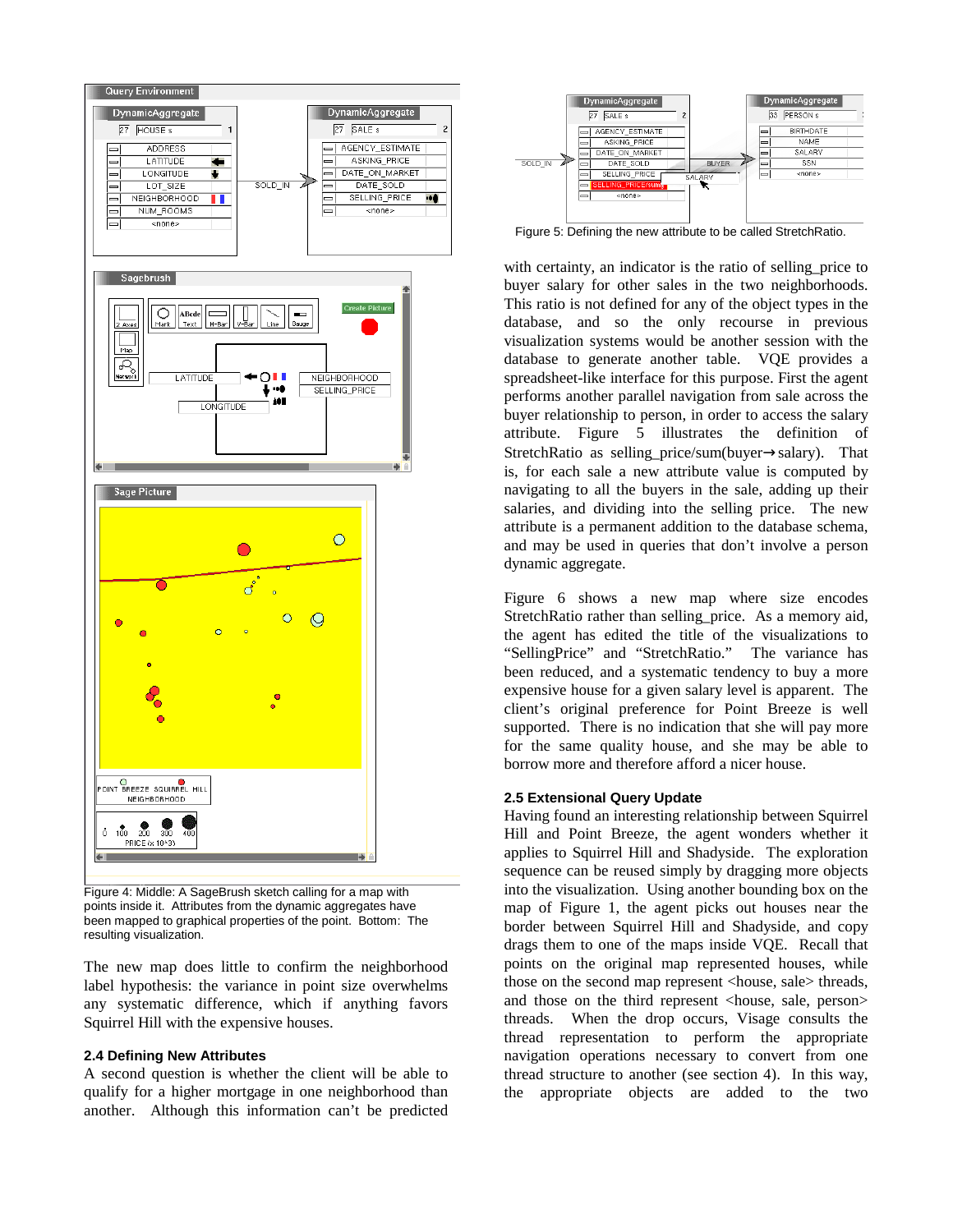Figure 4: Middle: A SageBrush sketch calling for a map with points inside it. Attributes from the dynamic aggregates have been mapped to graphical properties of the point. Bottom: The resulting visualization.

The new map does little to confirm the neighborhood label hypothesis: the variance in point size overwhelms any systematic difference, which if anything favors Squirrel Hill with the expensive houses.

### 2.4 Defining New Attributes

A second question is whether the client will be able to qualify for a higher mortgage in one neighborhood than another. Although this information can't be predicted with certainty, an indicator is the ratio of selling_price to buyer salary for other sales in the two neighborhoods. This ratio is not defined for any of the object types in the database, and so the only recourse in previous visualization systems would be another session with the database to generate another table. VQE provides a spreadsheet-like interface for this purpose. First the agent performs another parallel navigation from sale across the buyer relationship to person, in order to access the salary attribute. Figure 5 illustrates the definition of StretchRatio as selling_price/sum(buyer→salary). That is, for each sale a new attribute value is computed by navigating to all the buyers in the sale, adding up their salaries, and dividing into the selling price. The new attribute is a permanent addition to the database schema, and may be used in queries that don't involve a person dynamic aggregate.

Figure 5: Defining the new attribute to be called StretchRatio.

Figure 6 shows a new map where size encodes StretchRatio rather than selling_price. As a memory aid, the agent has edited the title of the visualizations to "SellingPrice" and "StretchRatio." The variance has been reduced, and a systematic tendency to buy a more expensive house for a given salary level is apparent. The client's original preference for Point Breeze is well supported. There is no indication that she will pay more for the same quality house, and she may be able to borrow more and therefore afford a nicer house.

### 2.5 Extensional Query Update

Having found an interesting relationship between Squirrel Hill and Point Breeze, the agent wonders whether it applies to Squirrel Hill and Shadyside. The exploration sequence can be reused simply by dragging more objects into the visualization. Using another bounding box on the map of Figure 1, the agent picks out houses near the border between Squirrel Hill and Shadyside, and copy drags them to one of the maps inside VQE. Recall that points on the original map represented houses, while those on the second map represent <house, sale> threads, and those on the third represent <house, sale, person> threads. When the drop occurs, Visage consults the thread representation to perform the appropriate navigation operations necessary to convert from one thread structure to another (see section 4). In this way, the appropriate objects are added to the two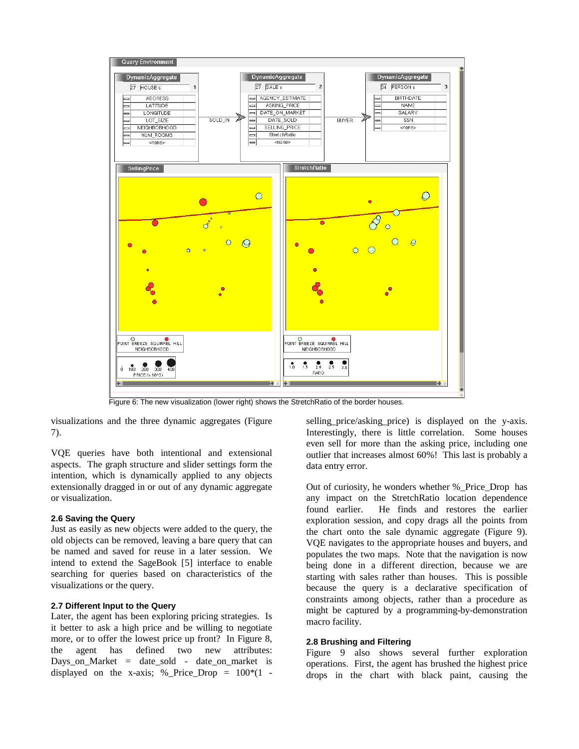Figure 6: The new visualization (lower right) shows the StretchRatio of the border houses.

visualizations and the three dynamic aggregates (Figure 7).

VQE queries have both intentional and extensional aspects. The graph structure and slider settings form the intention, which is dynamically applied to any objects extensionally dragged in or out of any dynamic aggregate or visualization.

### 2.6 Saving the Query

Just as easily as new objects were added to the query, the old objects can be removed, leaving a bare query that can be named and saved for reuse in a later session. We intend to extend the SageBook [5] interface to enable searching for queries based on characteristics of the visualizations or the query.

### 2.7 Different Input to the Query

Later, the agent has been exploring pricing strategies. Is it better to ask a high price and be willing to negotiate more, or to offer the lowest price up front? In Figure 8, the agent has defined two new attributes: Days_on_Market = date_sold - date_on_market is displayed on the x-axis; %_Price_Drop = 100*(1 - selling_price/asking_price) is displayed on the y-axis. Interestingly, there is little correlation. Some houses even sell for more than the asking price, including one outlier that increases almost 60%! This last is probably a data entry error.

Out of curiosity, he wonders whether %_Price_Drop has any impact on the StretchRatio location dependence found earlier. He finds and restores the earlier exploration session, and copy drags all the points from the chart onto the sale dynamic aggregate (Figure 9). VQE navigates to the appropriate houses and buyers, and populates the two maps. Note that the navigation is now being done in a different direction, because we are starting with sales rather than houses. This is possible because the query is a declarative specification of constraints among objects, rather than a procedure as might be captured by a programming-by-demonstration macro facility.

### 2.8 Brushing and Filtering

Figure 9 also shows several further exploration operations. First, the agent has brushed the highest price drops in the chart with black paint, causing the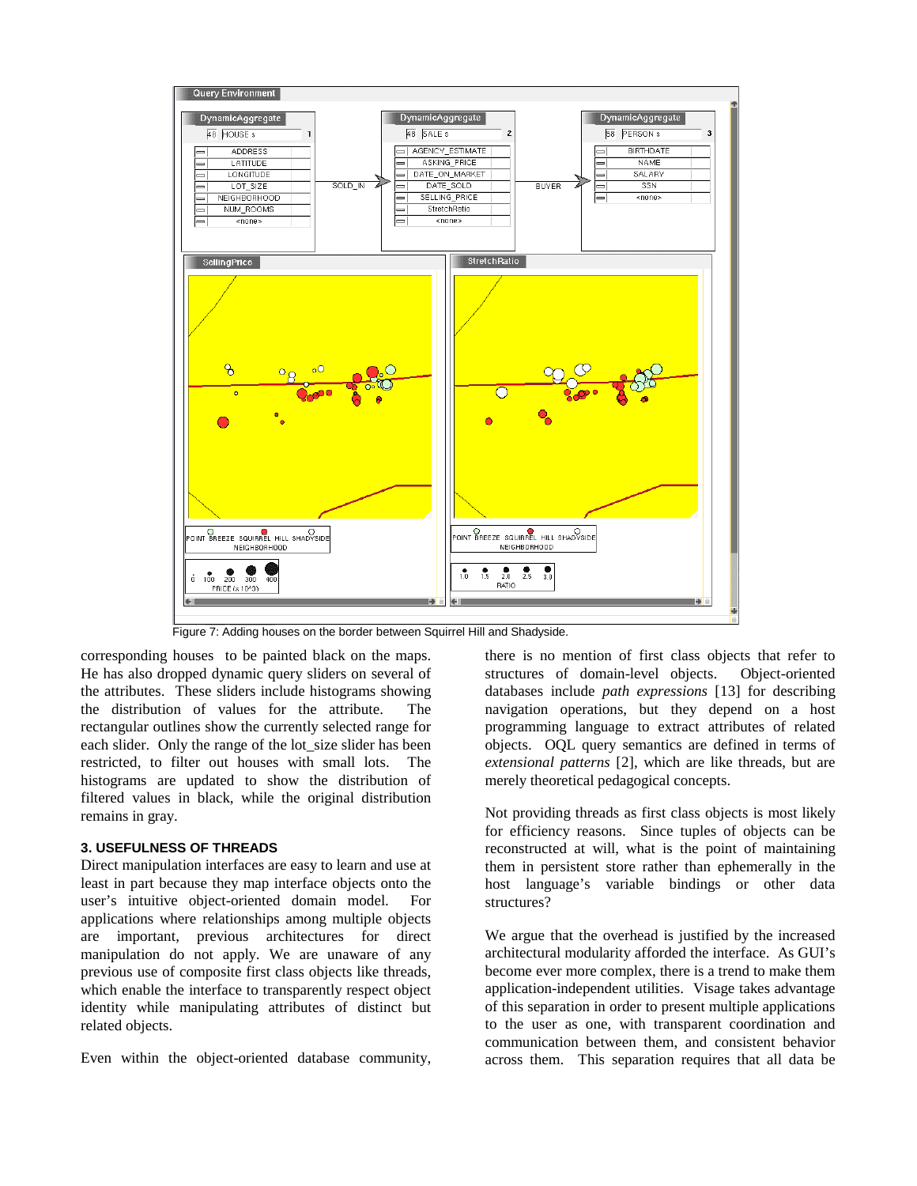Figure 7: Adding houses on the border between Squirrel Hill and Shadyside.

corresponding houses to be painted black on the maps. He has also dropped dynamic query sliders on several of the attributes. These sliders include histograms showing the distribution of values for the attribute. The rectangular outlines show the currently selected range for each slider. Only the range of the lot_size slider has been restricted, to filter out houses with small lots. The histograms are updated to show the distribution of filtered values in black, while the original distribution remains in gray.

### 3. USEFULNESS OF THREADS

Direct manipulation interfaces are easy to learn and use at least in part because they map interface objects onto the user's intuitive object-oriented domain model. For applications where relationships among multiple objects are important, previous architectures for direct manipulation do not apply. We are unaware of any previous use of composite first class objects like threads, which enable the interface to transparently respect object identity while manipulating attributes of distinct but related objects.

Even within the object-oriented database community, there is no mention of first class objects that refer to structures of domain-level objects. Object-oriented databases include *path expressions* [13] for describing navigation operations, but they depend on a host programming language to extract attributes of related objects. OQL query semantics are defined in terms of *extensional patterns* [2], which are like threads, but are merely theoretical pedagogical concepts.

Not providing threads as first class objects is most likely for efficiency reasons. Since tuples of objects can be reconstructed at will, what is the point of maintaining them in persistent store rather than ephemerally in the host language's variable bindings or other data structures?

We argue that the overhead is justified by the increased architectural modularity afforded the interface. As GUI's become ever more complex, there is a trend to make them application-independent utilities. Visage takes advantage of this separation in order to present multiple applications to the user as one, with transparent coordination and communication between them, and consistent behavior across them. This separation requires that all data be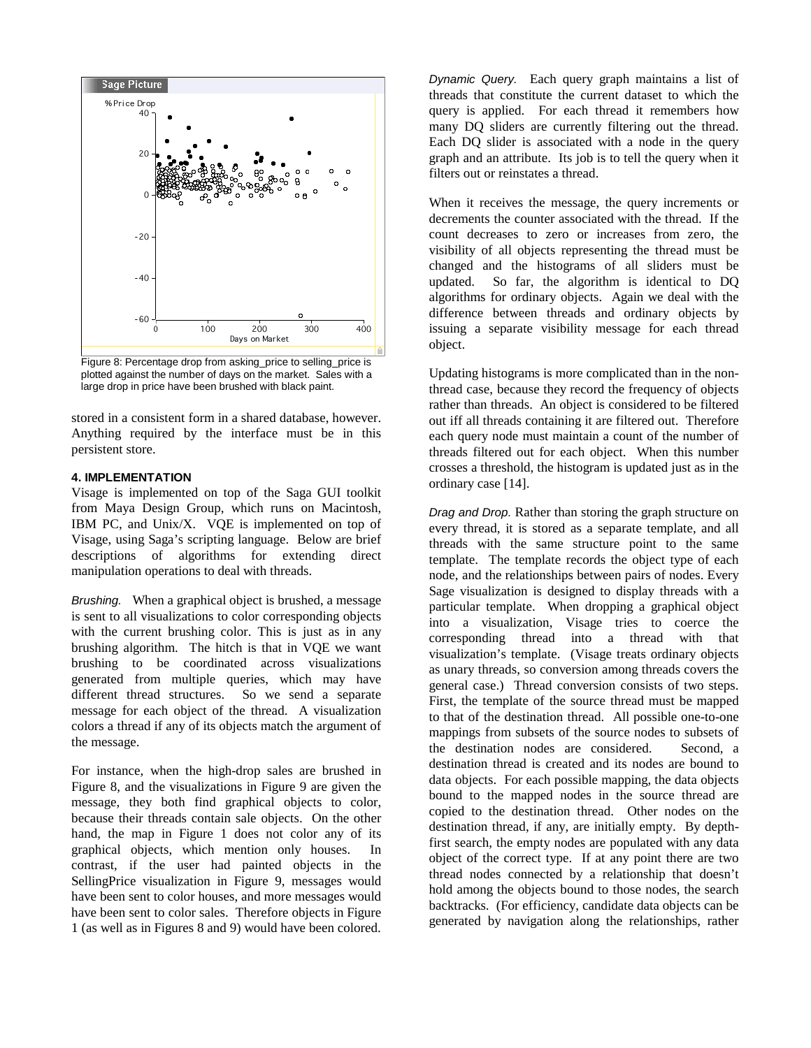Figure 8: Percentage drop from asking_price to selling_price is plotted against the number of days on the market. Sales with a large drop in price have been brushed with black paint.

stored in a consistent form in a shared database, however. Anything required by the interface must be in this persistent store.

#### 4. IMPLEMENTATION

Visage is implemented on top of the Saga GUI toolkit from Maya Design Group, which runs on Macintosh, IBM PC, and Unix/X. VQE is implemented on top of Visage, using Saga's scripting language. Below are brief descriptions of algorithms for extending direct manipulation operations to deal with threads.

*Brushing.* When a graphical object is brushed, a message is sent to all visualizations to color corresponding objects with the current brushing color. This is just as in any brushing algorithm. The hitch is that in VQE we want brushing to be coordinated across visualizations generated from multiple queries, which may have different thread structures. So we send a separate message for each object of the thread. A visualization colors a thread if any of its objects match the argument of the message.

For instance, when the high-drop sales are brushed in Figure 8, and the visualizations in Figure 9 are given the message, they both find graphical objects to color, because their threads contain sale objects. On the other hand, the map in Figure 1 does not color any of its graphical objects, which mention only houses. In contrast, if the user had painted objects in the SellingPrice visualization in Figure 9, messages would have been sent to color houses, and more messages would have been sent to color sales. Therefore objects in Figure 1 (as well as in Figures 8 and 9) would have been colored.

*Dynamic Query.* Each query graph maintains a list of threads that constitute the current dataset to which the query is applied. For each thread it remembers how many DQ sliders are currently filtering out the thread. Each DQ slider is associated with a node in the query graph and an attribute. Its job is to tell the query when it filters out or reinstates a thread.

When it receives the message, the query increments or decrements the counter associated with the thread. If the count decreases to zero or increases from zero, the visibility of all objects representing the thread must be changed and the histograms of all sliders must be updated. So far, the algorithm is identical to DQ algorithms for ordinary objects. Again we deal with the difference between threads and ordinary objects by issuing a separate visibility message for each thread object.

Updating histograms is more complicated than in the non-thread case, because they record the frequency of objects rather than threads. An object is considered to be filtered out iff all threads containing it are filtered out. Therefore each query node must maintain a count of the number of threads filtered out for each object. When this number crosses a threshold, the histogram is updated just as in the ordinary case [14].

*Drag and Drop.* Rather than storing the graph structure on every thread, it is stored as a separate template, and all threads with the same structure point to the same template. The template records the object type of each node, and the relationships between pairs of nodes. Every Sage visualization is designed to display threads with a particular template. When dropping a graphical object into a visualization, Visage tries to coerce the corresponding thread into a thread with that visualization's template. (Visage treats ordinary objects as unary threads, so conversion among threads covers the general case.) Thread conversion consists of two steps. First, the template of the source thread must be mapped to that of the destination thread. All possible one-to-one mappings from subsets of the source nodes to subsets of the destination nodes are considered. Second, a destination thread is created and its nodes are bound to data objects. For each possible mapping, the data objects bound to the mapped nodes in the source thread are copied to the destination thread. Other nodes on the destination thread, if any, are initially empty. By depth-first search, the empty nodes are populated with any data object of the correct type. If at any point there are two thread nodes connected by a relationship that doesn't hold among the objects bound to those nodes, the search backtracks. (For efficiency, candidate data objects can be generated by navigation along the relationships, rather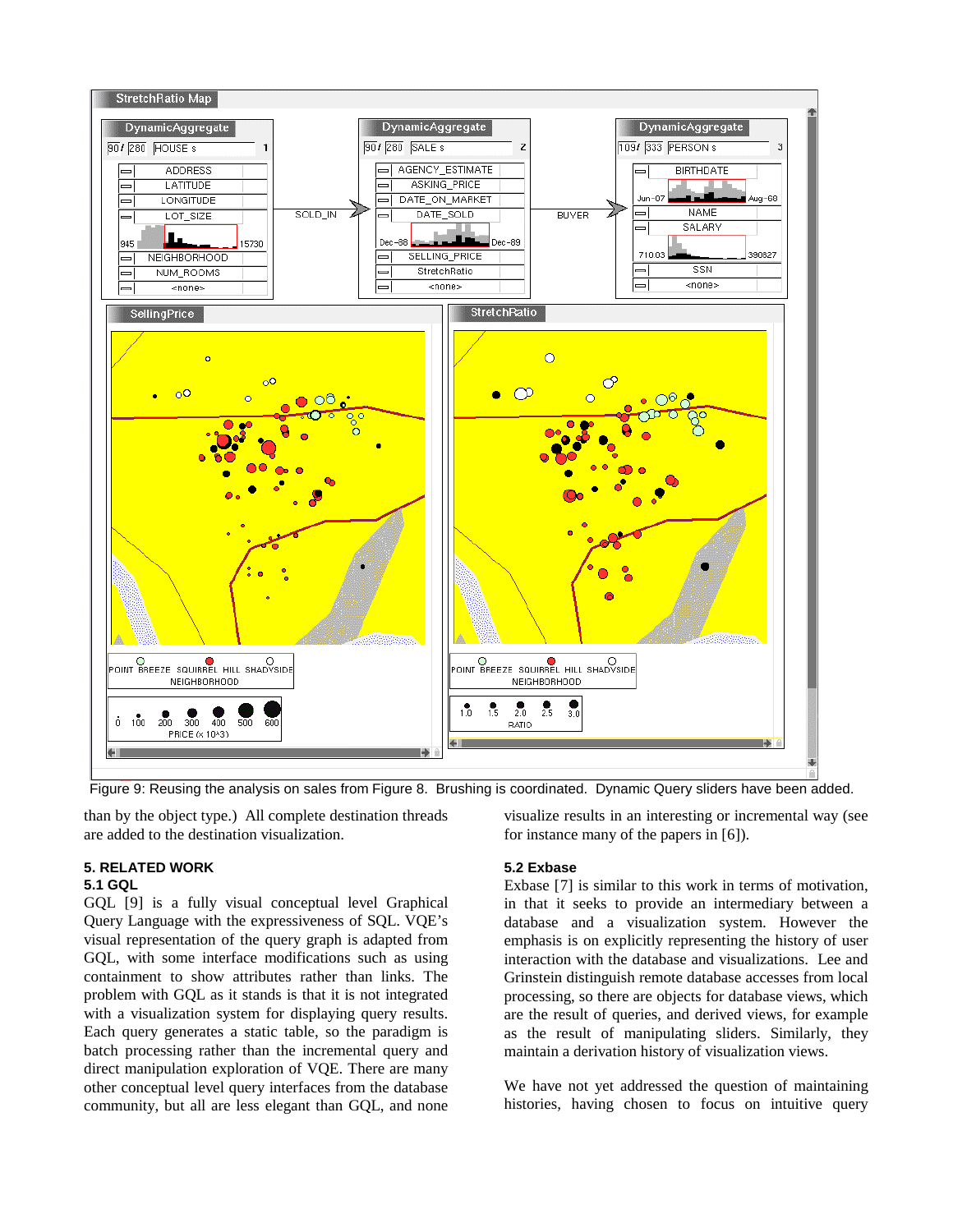Figure 9: Reusing the analysis on sales from Figure 8. Brushing is coordinated. Dynamic Query sliders have been added.

than by the object type.) All complete destination threads are added to the destination visualization.

## 5. RELATED WORK

### 5.1 GQL

GQL [9] is a fully visual conceptual level Graphical Query Language with the expressiveness of SQL. VQE's visual representation of the query graph is adapted from GQL, with some interface modifications such as using containment to show attributes rather than links. The problem with GQL as it stands is that it is not integrated with a visualization system for displaying query results. Each query generates a static table, so the paradigm is batch processing rather than the incremental query and direct manipulation exploration of VQE. There are many other conceptual level query interfaces from the database community, but all are less elegant than GQL, and none visualize results in an interesting or incremental way (see for instance many of the papers in [6]).

### 5.2 Exbase

Exbase [7] is similar to this work in terms of motivation, in that it seeks to provide an intermediary between a database and a visualization system. However the emphasis is on explicitly representing the history of user interaction with the database and visualizations. Lee and Grinstein distinguish remote database accesses from local processing, so there are objects for database views, which are the result of queries, and derived views, for example as the result of manipulating sliders. Similarly, they maintain a derivation history of visualization views.

We have not yet addressed the question of maintaining histories, having chosen to focus on intuitive query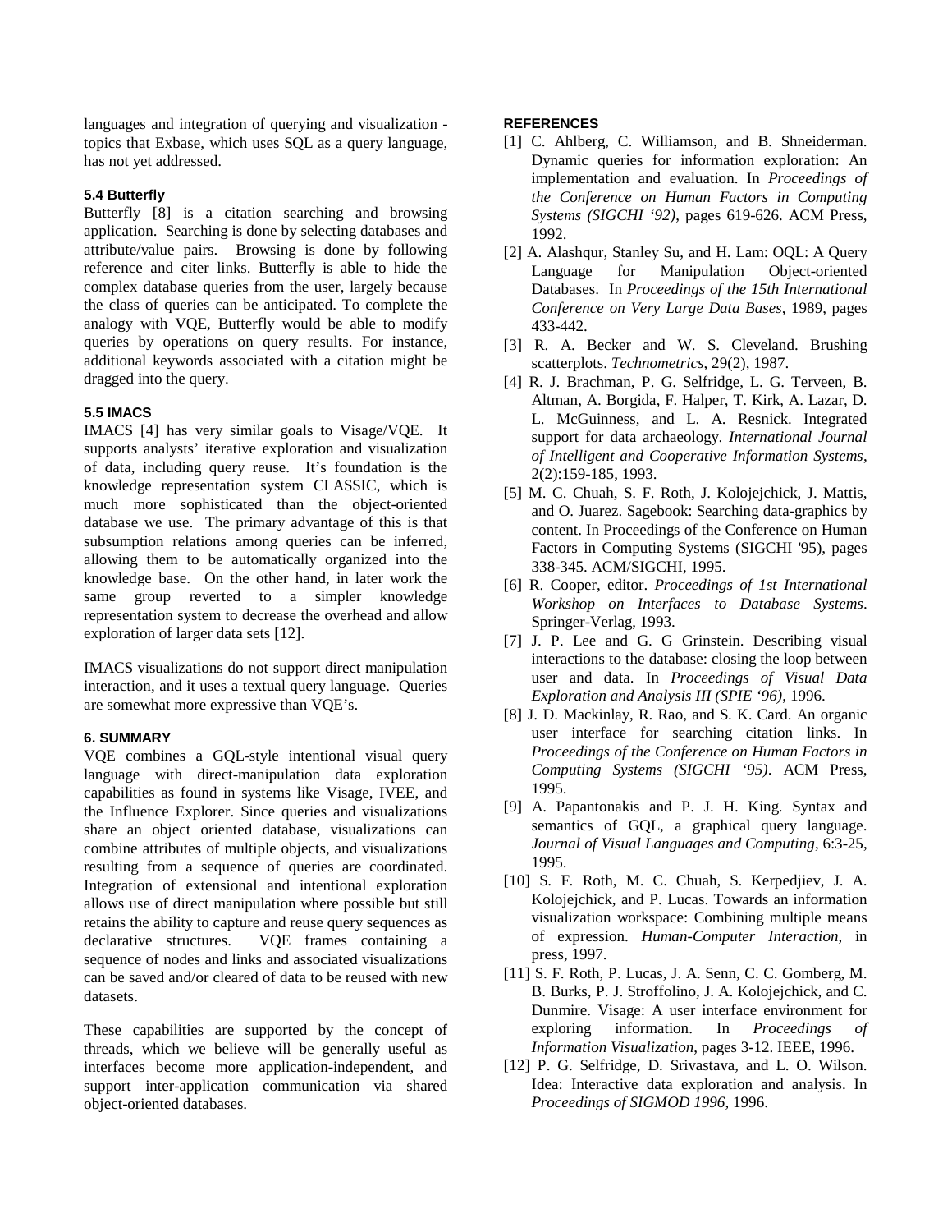languages and integration of querying and visualization - topics that Exbase, which uses SQL as a query language, has not yet addressed.

### 5.4 Butterfly

Butterfly [8] is a citation searching and browsing application. Searching is done by selecting databases and attribute/value pairs. Browsing is done by following reference and citer links. Butterfly is able to hide the complex database queries from the user, largely because the class of queries can be anticipated. To complete the analogy with VQE, Butterfly would be able to modify queries by operations on query results. For instance, additional keywords associated with a citation might be dragged into the query.

### 5.5 IMACS

IMACS [4] has very similar goals to Visage/VQE. It supports analysts' iterative exploration and visualization of data, including query reuse. It's foundation is the knowledge representation system CLASSIC, which is much more sophisticated than the object-oriented database we use. The primary advantage of this is that subsumption relations among queries can be inferred, allowing them to be automatically organized into the knowledge base. On the other hand, in later work the same group reverted to a simpler knowledge representation system to decrease the overhead and allow exploration of larger data sets [12].

IMACS visualizations do not support direct manipulation interaction, and it uses a textual query language. Queries are somewhat more expressive than VQE's.

## 6. SUMMARY

VQE combines a GQL-style intentional visual query language with direct-manipulation data exploration capabilities as found in systems like Visage, IVEE, and the Influence Explorer. Since queries and visualizations share an object oriented database, visualizations can combine attributes of multiple objects, and visualizations resulting from a sequence of queries are coordinated. Integration of extensional and intentional exploration allows use of direct manipulation where possible but still retains the ability to capture and reuse query sequences as declarative structures. VQE frames containing a sequence of nodes and links and associated visualizations can be saved and/or cleared of data to be reused with new datasets.

These capabilities are supported by the concept of threads, which we believe will be generally useful as interfaces become more application-independent, and support inter-application communication via shared object-oriented databases.

## REFERENCES

[1] C. Ahlberg, C. Williamson, and B. Shneiderman. Dynamic queries for information exploration: An implementation and evaluation. In *Proceedings of the Conference on Human Factors in Computing Systems (SIGCHI '92)*, pages 619-626. ACM Press, 1992.

[2] A. Alashqur, Stanley Su, and H. Lam: OQL: A Query Language for Manipulation Object-oriented Databases. In *Proceedings of the 15th International Conference on Very Large Data Bases*, 1989, pages 433-442.

[3] R. A. Becker and W. S. Cleveland. Brushing scatterplots. *Technometrics*, 29(2), 1987.

[4] R. J. Brachman, P. G. Selfridge, L. G. Terveen, B. Altman, A. Borgida, F. Halper, T. Kirk, A. Lazar, D. L. McGuinness, and L. A. Resnick. Integrated support for data archaeology. *International Journal of Intelligent and Cooperative Information Systems*, 2(2):159-185, 1993.

[5] M. C. Chuah, S. F. Roth, J. Kolojejchick, J. Mattis, and O. Juarez. Sagebook: Searching data-graphics by content. In Proceedings of the Conference on Human Factors in Computing Systems (SIGCHI '95), pages 338-345. ACM/SIGCHI, 1995.

[6] R. Cooper, editor. *Proceedings of 1st International Workshop on Interfaces to Database Systems*. Springer-Verlag, 1993.

[7] J. P. Lee and G. G Grinstein. Describing visual interactions to the database: closing the loop between user and data. In *Proceedings of Visual Data Exploration and Analysis III (SPIE '96)*, 1996.

[8] J. D. Mackinlay, R. Rao, and S. K. Card. An organic user interface for searching citation links. In *Proceedings of the Conference on Human Factors in Computing Systems (SIGCHI '95)*. ACM Press, 1995.

[9] A. Papantonakis and P. J. H. King. Syntax and semantics of GQL, a graphical query language. *Journal of Visual Languages and Computing*, 6:3-25, 1995.

[10] S. F. Roth, M. C. Chuah, S. Kerpedjiev, J. A. Kolojejchick, and P. Lucas. Towards an information visualization workspace: Combining multiple means of expression. *Human-Computer Interaction*, in press, 1997.

[11] S. F. Roth, P. Lucas, J. A. Senn, C. C. Gomberg, M. B. Burks, P. J. Stroffolino, J. A. Kolojejchick, and C. Dunmire. Visage: A user interface environment for exploring information. In *Proceedings of Information Visualization*, pages 3-12. IEEE, 1996.

[12] P. G. Selfridge, D. Srivastava, and L. O. Wilson. Idea: Interactive data exploration and analysis. In *Proceedings of SIGMOD 1996*, 1996.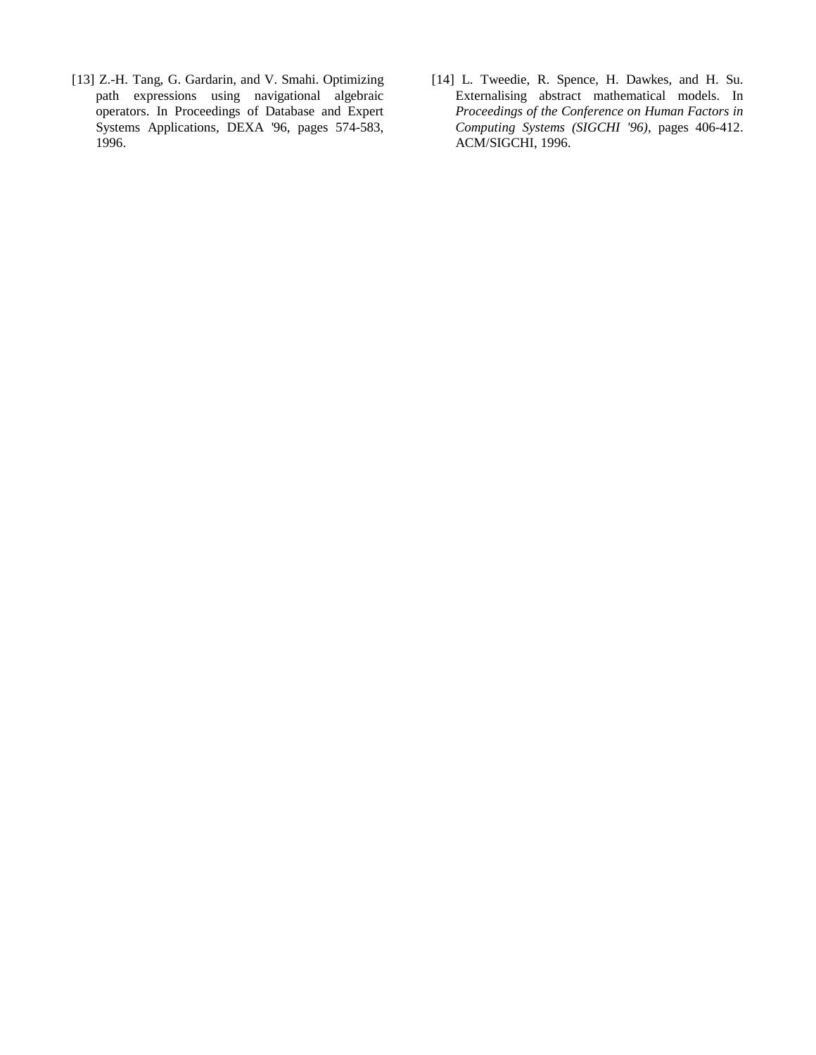[13] Z.-H. Tang, G. Gardarin, and V. Smahi. Optimizing path expressions using navigational algebraic operators. In Proceedings of Database and Expert Systems Applications, DEXA '96, pages 574-583, 1996.

[14] L. Tweedie, R. Spence, H. Dawkes, and H. Su. Externalising abstract mathematical models. In *Proceedings of the Conference on Human Factors in Computing Systems (SIGCHI '96)*, pages 406-412. ACM/SIGCHI, 1996.